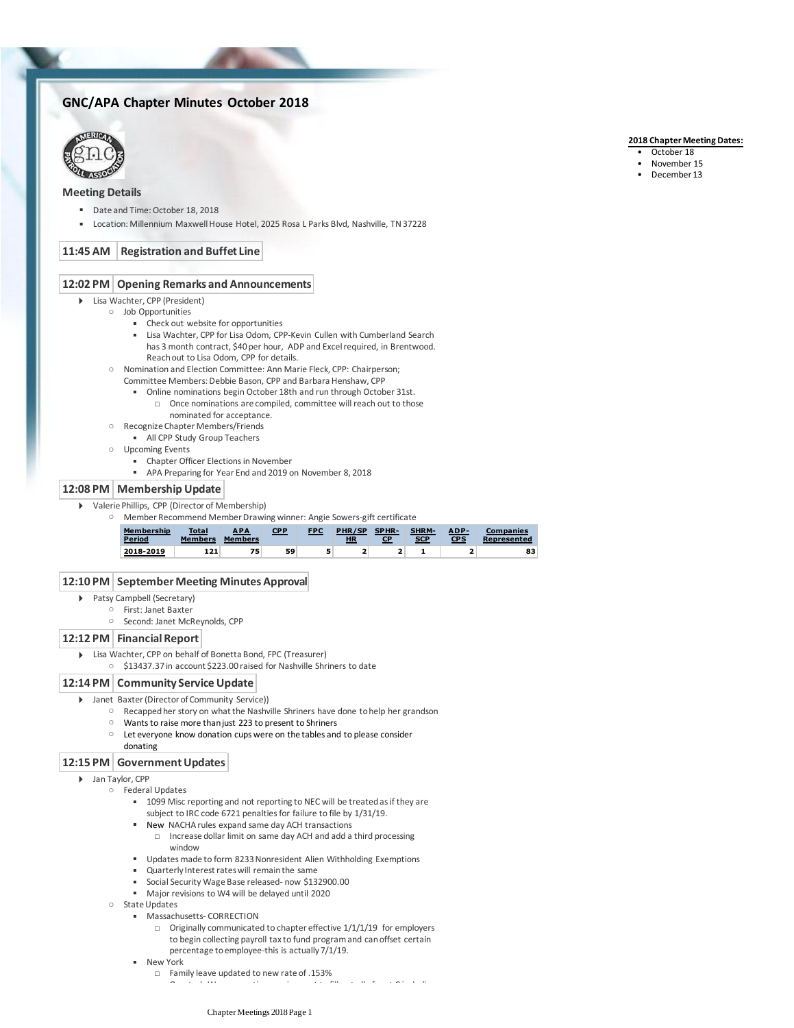# GNC/APA Chapter Minutes October 2018

**2018 Chapter Meeting Dates:**
- October 18
- November 15
- December 13

## Meeting Details

- Date and Time: October 18, 2018
- Location: Millennium Maxwell House Hotel, 2025 Rosa L Parks Blvd, Nashville, TN 37228

### 11:45 AM | Registration and Buffet Line

### 12:02 PM | Opening Remarks and Announcements

- Lisa Wachter, CPP (President)
  - Job Opportunities
    - Check out website for opportunities
    - Lisa Wachter, CPP for Lisa Odom, CPP-Kevin Cullen with Cumberland Search has 3 month contract, $40 per hour, ADP and Excel required, in Brentwood. Reach out to Lisa Odom, CPP for details.
  - Nomination and Election Committee: Ann Marie Fleck, CPP: Chairperson; Committee Members: Debbie Bason, CPP and Barbara Henshaw, CPP
    - Online nominations begin October 18th and run through October 31st.
      - Once nominations are compiled, committee will reach out to those nominated for acceptance.
  - Recognize Chapter Members/Friends
    - All CPP Study Group Teachers
  - Upcoming Events
    - Chapter Officer Elections in November
    - APA Preparing for Year End and 2019 on November 8, 2018

### 12:08 PM | Membership Update

- Valerie Phillips, CPP (Director of Membership)
  - Member Recommend Member Drawing winner: Angie Sowers-gift certificate

| Membership Period | Total Members | APA Members | CPP | FPC | PHR/SP HR | SHRM-CP | SHRM-SCP | ADP-CPS | Companies Represented |
|---|---|---|---|---|---|---|---|---|---|
| 2018-2019 | 121 | 75 | 59 | 5 | 2 | 2 | 1 | 2 | 83 |

### 12:10 PM | September Meeting Minutes Approval

- Patsy Campbell (Secretary)
  - First: Janet Baxter
  - Second: Janet McReynolds, CPP

### 12:12 PM | Financial Report

- Lisa Wachter, CPP on behalf of Bonetta Bond, FPC (Treasurer)
  - $13437.37 in account $223.00 raised for Nashville Shriners to date

### 12:14 PM | Community Service Update

- Janet Baxter (Director of Community Service))
  - Recapped her story on what the Nashville Shriners have done to help her grandson
  - Wants to raise more than just 223 to present to Shriners
  - Let everyone know donation cups were on the tables and to please consider donating

### 12:15 PM | Government Updates

- Jan Taylor, CPP
  - Federal Updates
    - 1099 Misc reporting and not reporting to NEC will be treated as if they are subject to IRC code 6721 penalties for failure to file by 1/31/19.
    - New NACHA rules expand same day ACH transactions
      - Increase dollar limit on same day ACH and add a third processing window
    - Updates made to form 8233 Nonresident Alien Withholding Exemptions
    - Quarterly Interest rates will remain the same
    - Social Security Wage Base released- now $132900.00
    - Major revisions to W4 will be delayed until 2020
  - State Updates
    - Massachusetts- CORRECTION
      - Originally communicated to chapter effective 1/1/1/19 for employers to begin collecting payroll tax to fund program and can offset certain percentage to employee-this is actually 7/1/19.
    - New York
      - Family leave updated to new rate of .153%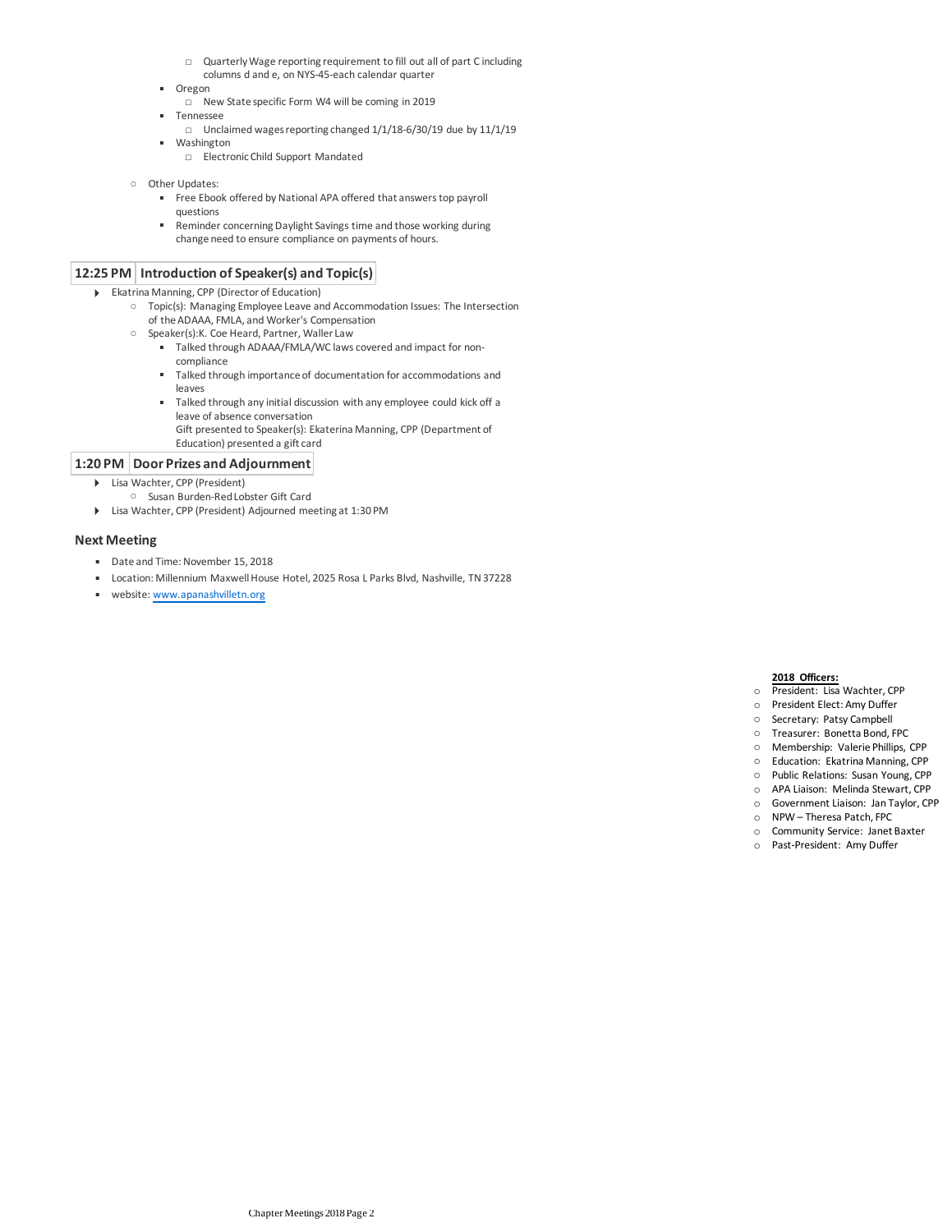- Quarterly Wage reporting requirement to fill out all of part C including columns d and e, on NYS-45-each calendar quarter
    - Oregon
        - New State specific Form W4 will be coming in 2019
    - Tennessee
        - Unclaimed wages reporting changed 1/1/18-6/30/19 due by 11/1/19
    - Washington
        - Electronic Child Support Mandated

- Other Updates:
    - Free Ebook offered by National APA offered that answers top payroll questions
    - Reminder concerning Daylight Savings time and those working during change need to ensure compliance on payments of hours.

## 12:25 PM Introduction of Speaker(s) and Topic(s)

- Ekatrina Manning, CPP (Director of Education)
    - Topic(s): Managing Employee Leave and Accommodation Issues: The Intersection of the ADAAA, FMLA, and Worker's Compensation
    - Speaker(s):K. Coe Heard, Partner, Waller Law
        - Talked through ADAAA/FMLA/WC laws covered and impact for non-compliance
        - Talked through importance of documentation for accommodations and leaves
        - Talked through any initial discussion with any employee could kick off a leave of absence conversation

          Gift presented to Speaker(s): Ekaterina Manning, CPP (Department of Education) presented a gift card

## 1:20 PM Door Prizes and Adjournment

- Lisa Wachter, CPP (President)
    - Susan Burden-Red Lobster Gift Card
- Lisa Wachter, CPP (President) Adjourned meeting at 1:30 PM

## Next Meeting

- Date and Time: November 15, 2018
- Location: Millennium Maxwell House Hotel, 2025 Rosa L Parks Blvd, Nashville, TN 37228
- website: www.apanashvilletn.org

**2018 Officers:**

- President: Lisa Wachter, CPP
- President Elect: Amy Duffer
- Secretary: Patsy Campbell
- Treasurer: Bonetta Bond, FPC
- Membership: Valerie Phillips, CPP
- Education: Ekatrina Manning, CPP
- Public Relations: Susan Young, CPP
- APA Liaison: Melinda Stewart, CPP
- Government Liaison: Jan Taylor, CPP
- NPW – Theresa Patch, FPC
- Community Service: Janet Baxter
- Past-President: Amy Duffer